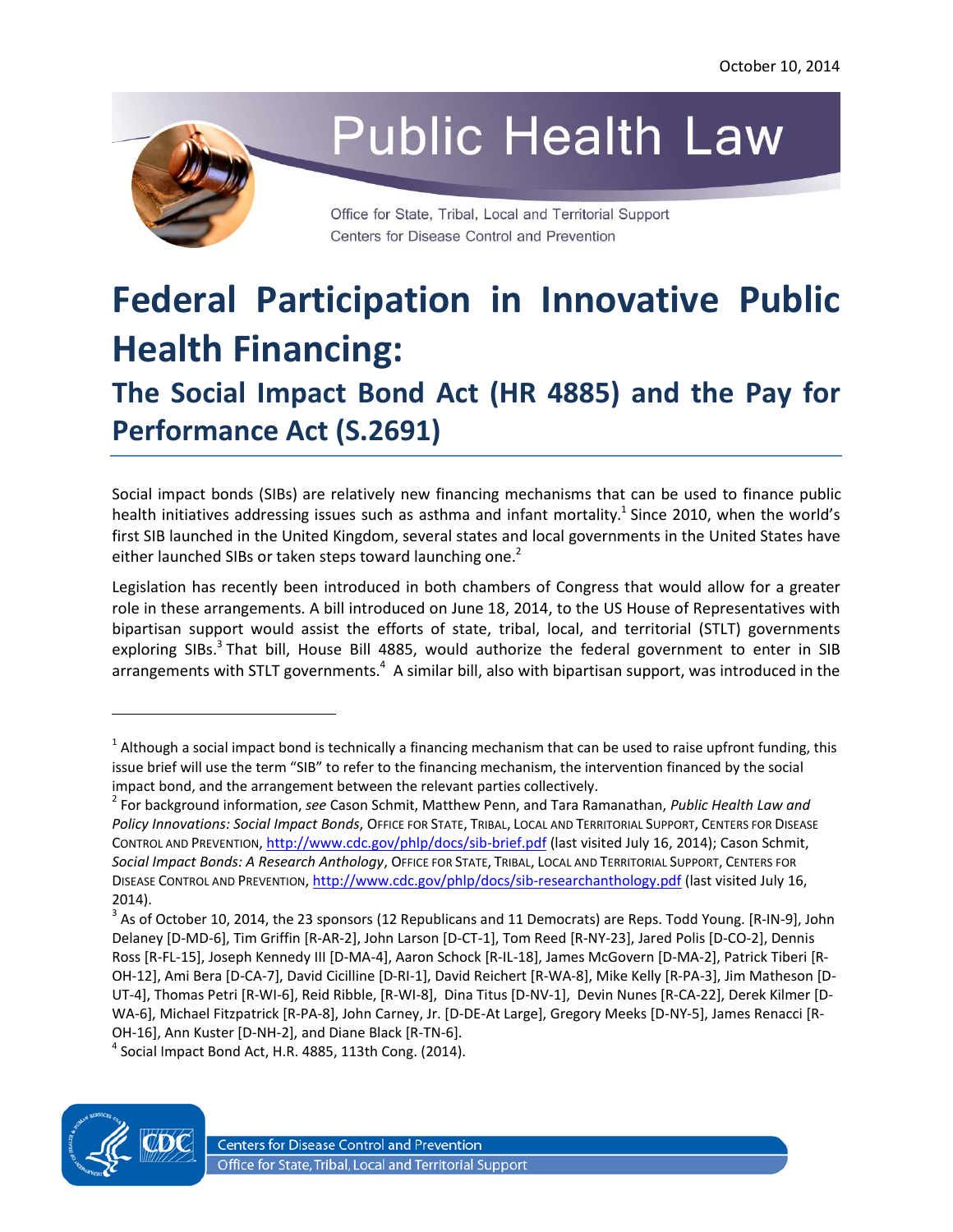October 10, 2014

# Public Health Law

Office for State, Tribal, Local and Territorial Support
Centers for Disease Control and Prevention

# Federal Participation in Innovative Public Health Financing:

## The Social Impact Bond Act (HR 4885) and the Pay for Performance Act (S.2691)

Social impact bonds (SIBs) are relatively new financing mechanisms that can be used to finance public health initiatives addressing issues such as asthma and infant mortality.[1] Since 2010, when the world's first SIB launched in the United Kingdom, several states and local governments in the United States have either launched SIBs or taken steps toward launching one.[2]

Legislation has recently been introduced in both chambers of Congress that would allow for a greater role in these arrangements. A bill introduced on June 18, 2014, to the US House of Representatives with bipartisan support would assist the efforts of state, tribal, local, and territorial (STLT) governments exploring SIBs.[3] That bill, House Bill 4885, would authorize the federal government to enter in SIB arrangements with STLT governments.[4] A similar bill, also with bipartisan support, was introduced in the

---

[1] Although a social impact bond is technically a financing mechanism that can be used to raise upfront funding, this issue brief will use the term "SIB" to refer to the financing mechanism, the intervention financed by the social impact bond, and the arrangement between the relevant parties collectively.

[2] For background information, *see* Cason Schmit, Matthew Penn, and Tara Ramanathan, *Public Health Law and Policy Innovations: Social Impact Bonds*, Office for State, Tribal, Local and Territorial Support, Centers for Disease Control and Prevention, http://www.cdc.gov/phlp/docs/sib-brief.pdf (last visited July 16, 2014); Cason Schmit, *Social Impact Bonds: A Research Anthology*, Office for State, Tribal, Local and Territorial Support, Centers for Disease Control and Prevention, http://www.cdc.gov/phlp/docs/sib-researchanthology.pdf (last visited July 16, 2014).

[3] As of October 10, 2014, the 23 sponsors (12 Republicans and 11 Democrats) are Reps. Todd Young. [R-IN-9], John Delaney [D-MD-6], Tim Griffin [R-AR-2], John Larson [D-CT-1], Tom Reed [R-NY-23], Jared Polis [D-CO-2], Dennis Ross [R-FL-15], Joseph Kennedy III [D-MA-4], Aaron Schock [R-IL-18], James McGovern [D-MA-2], Patrick Tiberi [R-OH-12], Ami Bera [D-CA-7], David Cicilline [D-RI-1], David Reichert [R-WA-8], Mike Kelly [R-PA-3], Jim Matheson [D-UT-4], Thomas Petri [R-WI-6], Reid Ribble, [R-WI-8], Dina Titus [D-NV-1], Devin Nunes [R-CA-22], Derek Kilmer [D-WA-6], Michael Fitzpatrick [R-PA-8], John Carney, Jr. [D-DE-At Large], Gregory Meeks [D-NY-5], James Renacci [R-OH-16], Ann Kuster [D-NH-2], and Diane Black [R-TN-6].

[4] Social Impact Bond Act, H.R. 4885, 113th Cong. (2014).

Centers for Disease Control and Prevention
Office for State, Tribal, Local and Territorial Support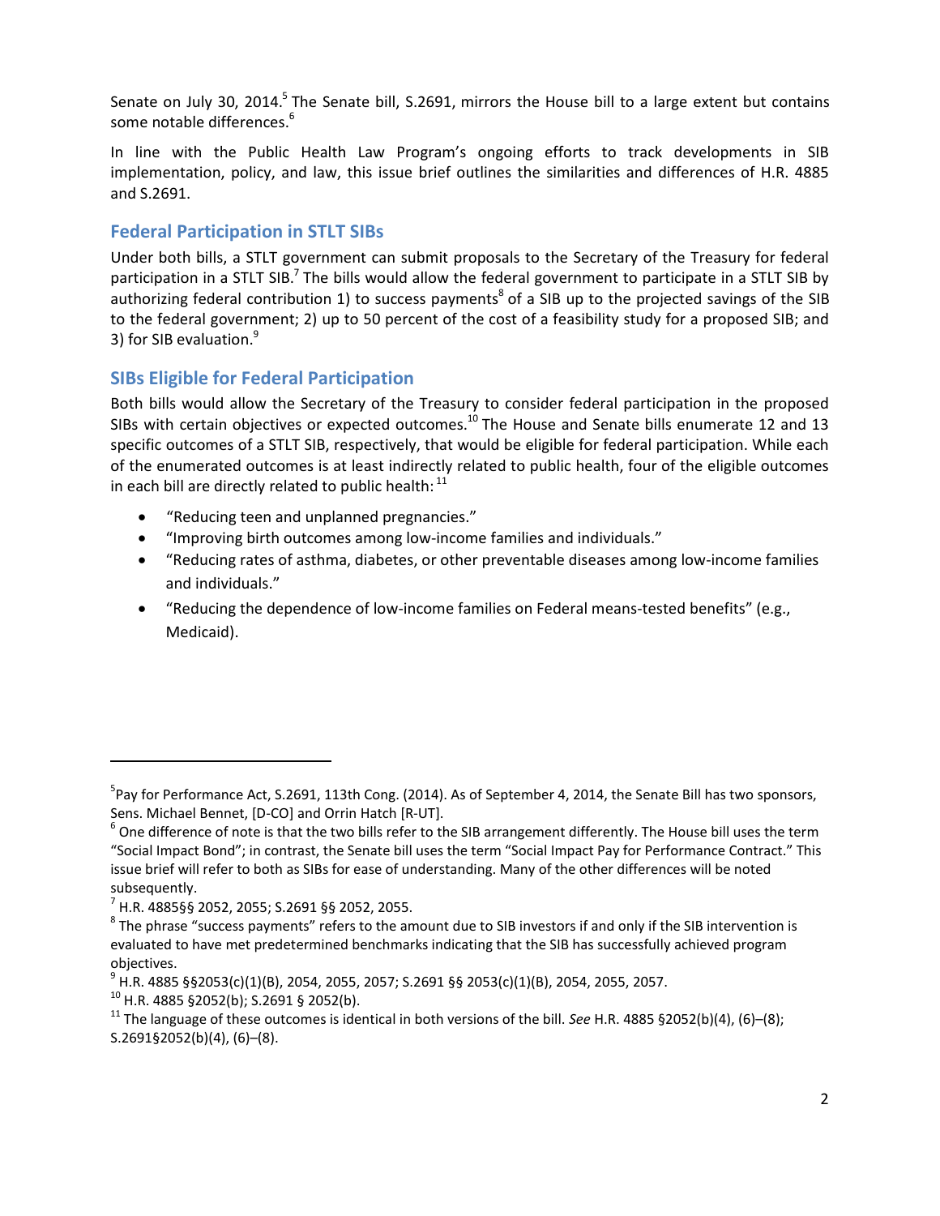Senate on July 30, 2014.[5] The Senate bill, S.2691, mirrors the House bill to a large extent but contains some notable differences.[6]

In line with the Public Health Law Program's ongoing efforts to track developments in SIB implementation, policy, and law, this issue brief outlines the similarities and differences of H.R. 4885 and S.2691.

## Federal Participation in STLT SIBs

Under both bills, a STLT government can submit proposals to the Secretary of the Treasury for federal participation in a STLT SIB.[7] The bills would allow the federal government to participate in a STLT SIB by authorizing federal contribution 1) to success payments[8] of a SIB up to the projected savings of the SIB to the federal government; 2) up to 50 percent of the cost of a feasibility study for a proposed SIB; and 3) for SIB evaluation.[9]

## SIBs Eligible for Federal Participation

Both bills would allow the Secretary of the Treasury to consider federal participation in the proposed SIBs with certain objectives or expected outcomes.[10] The House and Senate bills enumerate 12 and 13 specific outcomes of a STLT SIB, respectively, that would be eligible for federal participation. While each of the enumerated outcomes is at least indirectly related to public health, four of the eligible outcomes in each bill are directly related to public health: [11]

- "Reducing teen and unplanned pregnancies."
- "Improving birth outcomes among low-income families and individuals."
- "Reducing rates of asthma, diabetes, or other preventable diseases among low-income families and individuals."
- "Reducing the dependence of low-income families on Federal means-tested benefits" (e.g., Medicaid).

---

[5] Pay for Performance Act, S.2691, 113th Cong. (2014). As of September 4, 2014, the Senate Bill has two sponsors, Sens. Michael Bennet, [D-CO] and Orrin Hatch [R-UT].

[6] One difference of note is that the two bills refer to the SIB arrangement differently. The House bill uses the term "Social Impact Bond"; in contrast, the Senate bill uses the term "Social Impact Pay for Performance Contract." This issue brief will refer to both as SIBs for ease of understanding. Many of the other differences will be noted subsequently.

[7] H.R. 4885§§ 2052, 2055; S.2691 §§ 2052, 2055.

[8] The phrase "success payments" refers to the amount due to SIB investors if and only if the SIB intervention is evaluated to have met predetermined benchmarks indicating that the SIB has successfully achieved program objectives.

[9] H.R. 4885 §§2053(c)(1)(B), 2054, 2055, 2057; S.2691 §§ 2053(c)(1)(B), 2054, 2055, 2057.

[10] H.R. 4885 §2052(b); S.2691 § 2052(b).

[11] The language of these outcomes is identical in both versions of the bill. *See* H.R. 4885 §2052(b)(4), (6)–(8); S.2691§2052(b)(4), (6)–(8).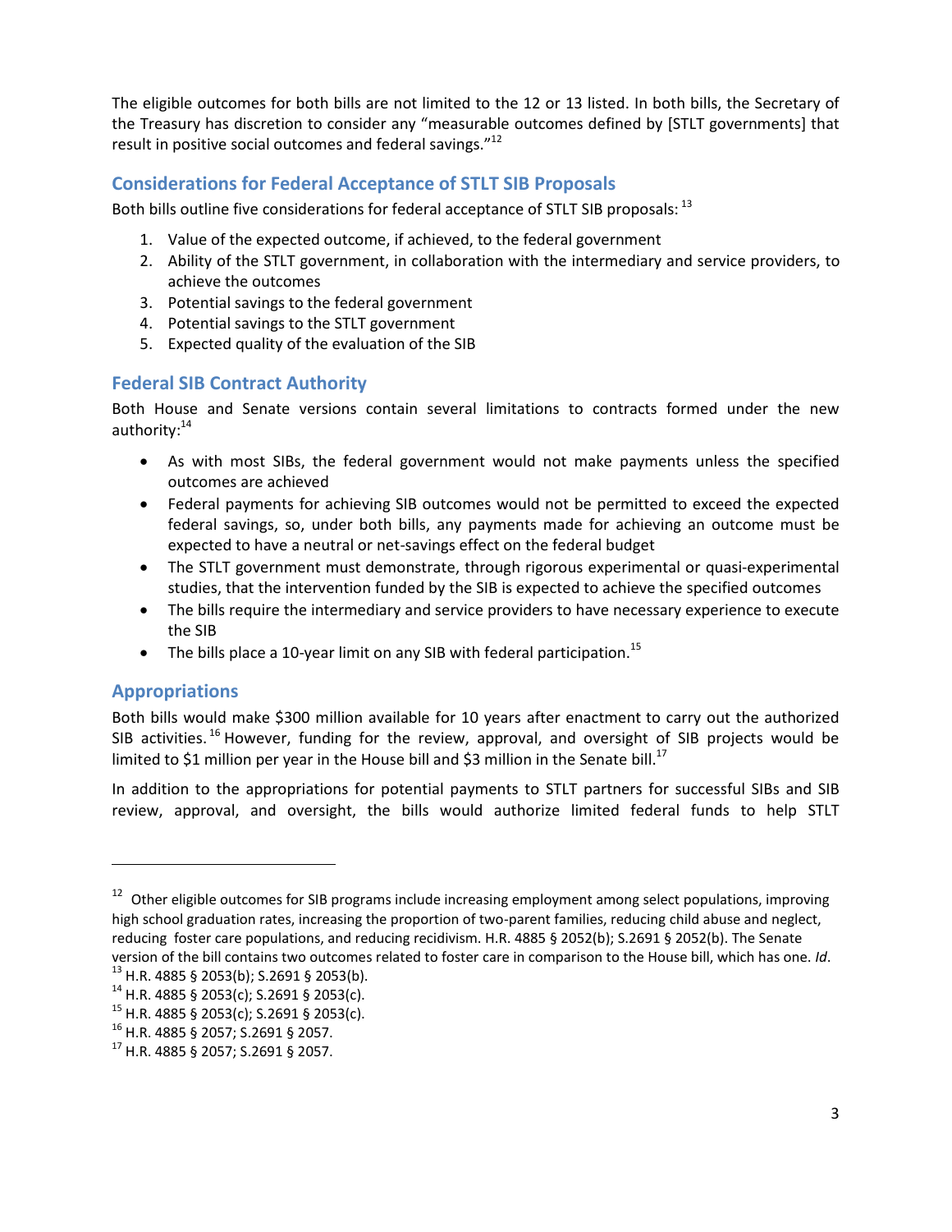The eligible outcomes for both bills are not limited to the 12 or 13 listed. In both bills, the Secretary of the Treasury has discretion to consider any "measurable outcomes defined by [STLT governments] that result in positive social outcomes and federal savings."[12]

## Considerations for Federal Acceptance of STLT SIB Proposals

Both bills outline five considerations for federal acceptance of STLT SIB proposals: [13]

1. Value of the expected outcome, if achieved, to the federal government
2. Ability of the STLT government, in collaboration with the intermediary and service providers, to achieve the outcomes
3. Potential savings to the federal government
4. Potential savings to the STLT government
5. Expected quality of the evaluation of the SIB

## Federal SIB Contract Authority

Both House and Senate versions contain several limitations to contracts formed under the new authority:[14]

- As with most SIBs, the federal government would not make payments unless the specified outcomes are achieved
- Federal payments for achieving SIB outcomes would not be permitted to exceed the expected federal savings, so, under both bills, any payments made for achieving an outcome must be expected to have a neutral or net-savings effect on the federal budget
- The STLT government must demonstrate, through rigorous experimental or quasi-experimental studies, that the intervention funded by the SIB is expected to achieve the specified outcomes
- The bills require the intermediary and service providers to have necessary experience to execute the SIB
- The bills place a 10-year limit on any SIB with federal participation.[15]

## Appropriations

Both bills would make $300 million available for 10 years after enactment to carry out the authorized SIB activities.[16] However, funding for the review, approval, and oversight of SIB projects would be limited to $1 million per year in the House bill and $3 million in the Senate bill.[17]

In addition to the appropriations for potential payments to STLT partners for successful SIBs and SIB review, approval, and oversight, the bills would authorize limited federal funds to help STLT

---

[12] Other eligible outcomes for SIB programs include increasing employment among select populations, improving high school graduation rates, increasing the proportion of two-parent families, reducing child abuse and neglect, reducing foster care populations, and reducing recidivism. H.R. 4885 § 2052(b); S.2691 § 2052(b). The Senate version of the bill contains two outcomes related to foster care in comparison to the House bill, which has one. *Id*.

[13] H.R. 4885 § 2053(b); S.2691 § 2053(b).

[14] H.R. 4885 § 2053(c); S.2691 § 2053(c).

[15] H.R. 4885 § 2053(c); S.2691 § 2053(c).

[16] H.R. 4885 § 2057; S.2691 § 2057.

[17] H.R. 4885 § 2057; S.2691 § 2057.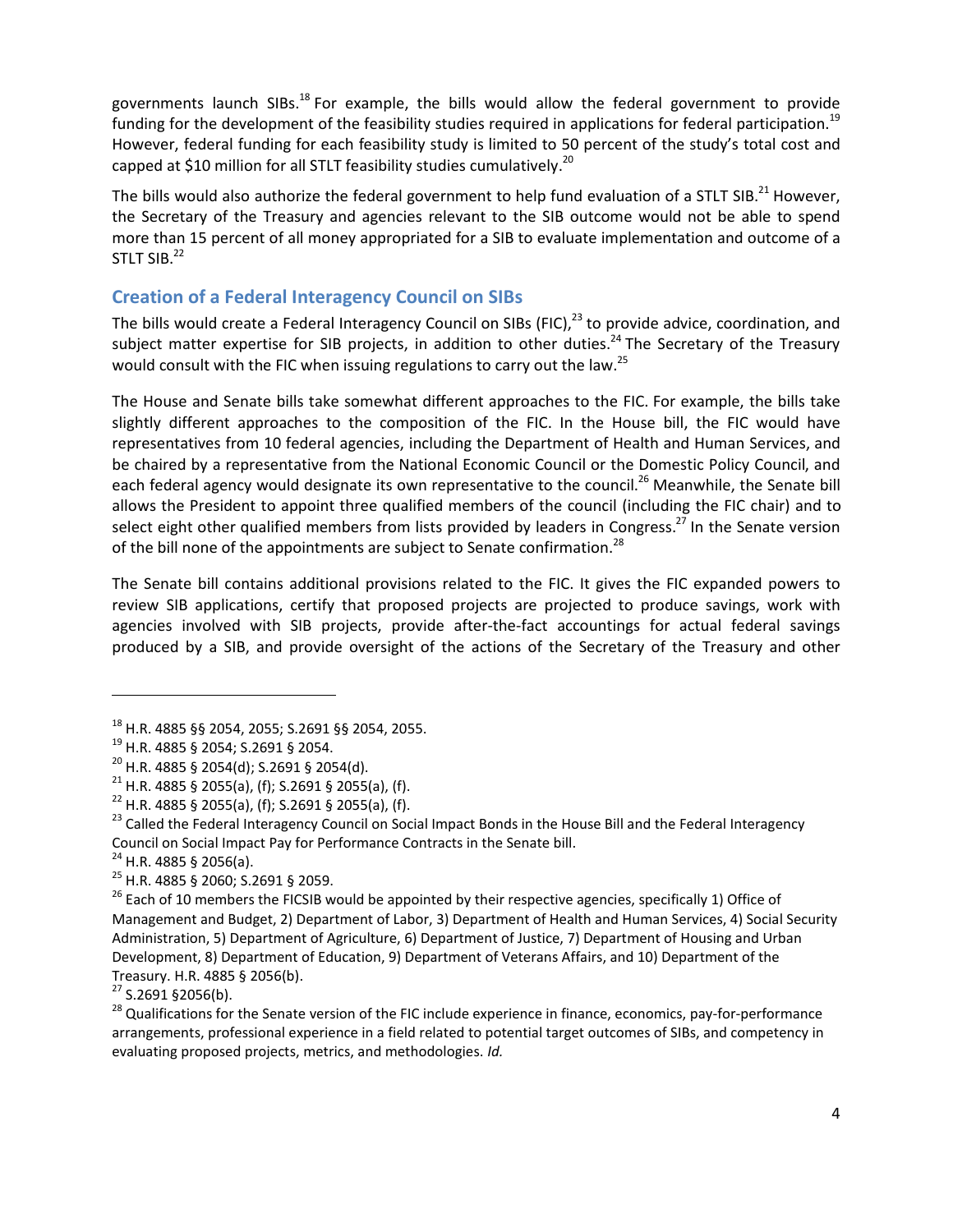governments launch SIBs.[18] For example, the bills would allow the federal government to provide funding for the development of the feasibility studies required in applications for federal participation.[19] However, federal funding for each feasibility study is limited to 50 percent of the study's total cost and capped at $10 million for all STLT feasibility studies cumulatively.[20]

The bills would also authorize the federal government to help fund evaluation of a STLT SIB.[21] However, the Secretary of the Treasury and agencies relevant to the SIB outcome would not be able to spend more than 15 percent of all money appropriated for a SIB to evaluate implementation and outcome of a STLT SIB.[22]

## Creation of a Federal Interagency Council on SIBs

The bills would create a Federal Interagency Council on SIBs (FIC),[23] to provide advice, coordination, and subject matter expertise for SIB projects, in addition to other duties.[24] The Secretary of the Treasury would consult with the FIC when issuing regulations to carry out the law.[25]

The House and Senate bills take somewhat different approaches to the FIC. For example, the bills take slightly different approaches to the composition of the FIC. In the House bill, the FIC would have representatives from 10 federal agencies, including the Department of Health and Human Services, and be chaired by a representative from the National Economic Council or the Domestic Policy Council, and each federal agency would designate its own representative to the council.[26] Meanwhile, the Senate bill allows the President to appoint three qualified members of the council (including the FIC chair) and to select eight other qualified members from lists provided by leaders in Congress.[27] In the Senate version of the bill none of the appointments are subject to Senate confirmation.[28]

The Senate bill contains additional provisions related to the FIC. It gives the FIC expanded powers to review SIB applications, certify that proposed projects are projected to produce savings, work with agencies involved with SIB projects, provide after-the-fact accountings for actual federal savings produced by a SIB, and provide oversight of the actions of the Secretary of the Treasury and other

---

[18] H.R. 4885 §§ 2054, 2055; S.2691 §§ 2054, 2055.

[19] H.R. 4885 § 2054; S.2691 § 2054.

[20] H.R. 4885 § 2054(d); S.2691 § 2054(d).

[21] H.R. 4885 § 2055(a), (f); S.2691 § 2055(a), (f).

[22] H.R. 4885 § 2055(a), (f); S.2691 § 2055(a), (f).

[23] Called the Federal Interagency Council on Social Impact Bonds in the House Bill and the Federal Interagency Council on Social Impact Pay for Performance Contracts in the Senate bill.

[24] H.R. 4885 § 2056(a).

[25] H.R. 4885 § 2060; S.2691 § 2059.

[26] Each of 10 members the FICSIB would be appointed by their respective agencies, specifically 1) Office of Management and Budget, 2) Department of Labor, 3) Department of Health and Human Services, 4) Social Security Administration, 5) Department of Agriculture, 6) Department of Justice, 7) Department of Housing and Urban Development, 8) Department of Education, 9) Department of Veterans Affairs, and 10) Department of the Treasury. H.R. 4885 § 2056(b).

[27] S.2691 §2056(b).

[28] Qualifications for the Senate version of the FIC include experience in finance, economics, pay-for-performance arrangements, professional experience in a field related to potential target outcomes of SIBs, and competency in evaluating proposed projects, metrics, and methodologies. *Id.*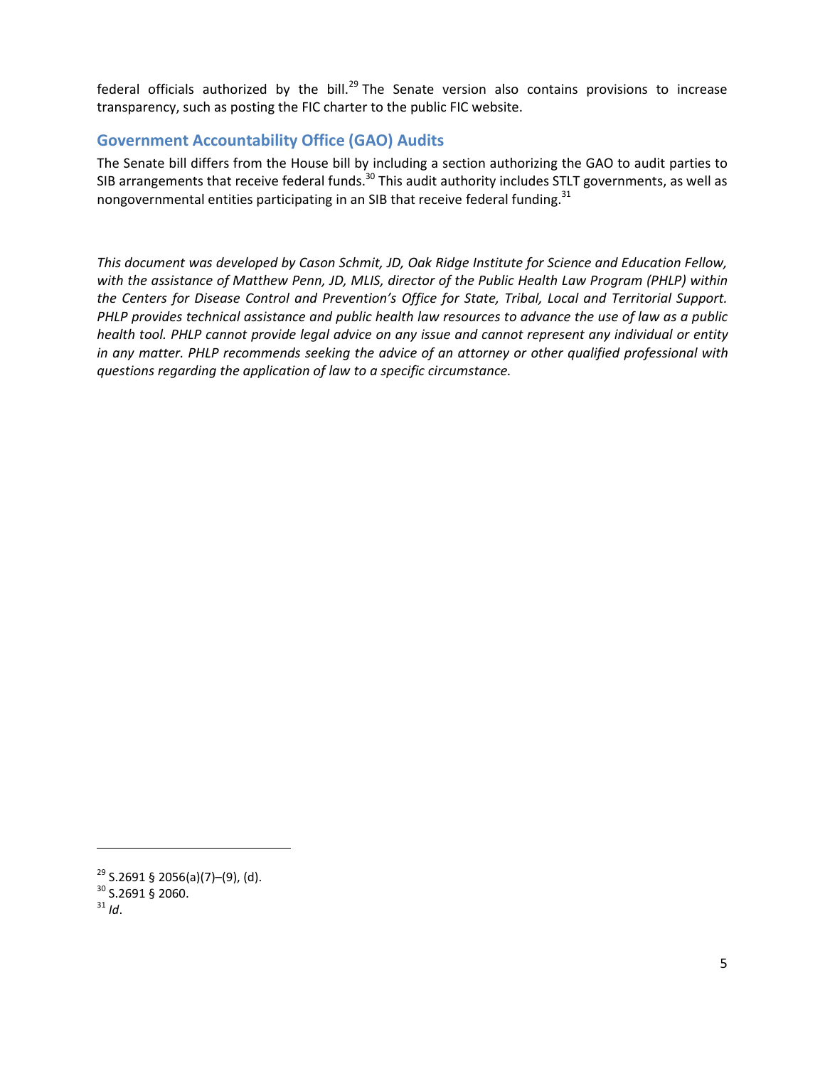federal officials authorized by the bill.[29] The Senate version also contains provisions to increase transparency, such as posting the FIC charter to the public FIC website.

## Government Accountability Office (GAO) Audits

The Senate bill differs from the House bill by including a section authorizing the GAO to audit parties to SIB arrangements that receive federal funds.[30] This audit authority includes STLT governments, as well as nongovernmental entities participating in an SIB that receive federal funding.[31]

*This document was developed by Cason Schmit, JD, Oak Ridge Institute for Science and Education Fellow, with the assistance of Matthew Penn, JD, MLIS, director of the Public Health Law Program (PHLP) within the Centers for Disease Control and Prevention's Office for State, Tribal, Local and Territorial Support. PHLP provides technical assistance and public health law resources to advance the use of law as a public health tool. PHLP cannot provide legal advice on any issue and cannot represent any individual or entity in any matter. PHLP recommends seeking the advice of an attorney or other qualified professional with questions regarding the application of law to a specific circumstance.*

---

[29] S.2691 § 2056(a)(7)–(9), (d).
[30] S.2691 § 2060.
[31] *Id*.